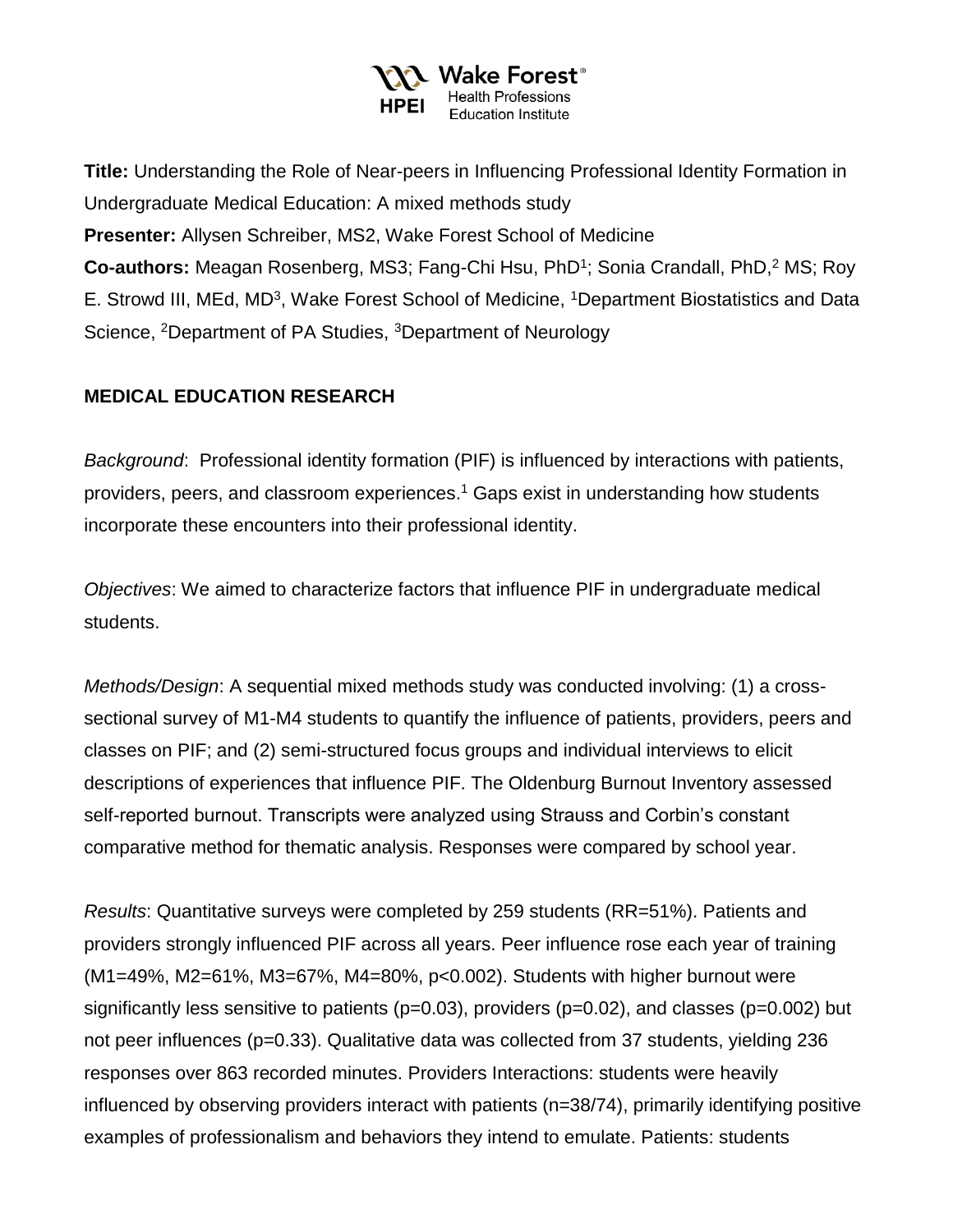**Title:** Understanding the Role of Near-peers in Influencing Professional Identity Formation in Undergraduate Medical Education: A mixed methods study

**Presenter:** Allysen Schreiber, MS2, Wake Forest School of Medicine

**Co-authors:** Meagan Rosenberg, MS3; Fang-Chi Hsu, PhD[1]; Sonia Crandall, PhD,[2] MS; Roy E. Strowd III, MEd, MD[3], Wake Forest School of Medicine, [1]Department Biostatistics and Data Science, [2]Department of PA Studies, [3]Department of Neurology

**MEDICAL EDUCATION RESEARCH**

*Background*: Professional identity formation (PIF) is influenced by interactions with patients, providers, peers, and classroom experiences.[1] Gaps exist in understanding how students incorporate these encounters into their professional identity.

*Objectives*: We aimed to characterize factors that influence PIF in undergraduate medical students.

*Methods/Design*: A sequential mixed methods study was conducted involving: (1) a cross-sectional survey of M1-M4 students to quantify the influence of patients, providers, peers and classes on PIF; and (2) semi-structured focus groups and individual interviews to elicit descriptions of experiences that influence PIF. The Oldenburg Burnout Inventory assessed self-reported burnout. Transcripts were analyzed using Strauss and Corbin's constant comparative method for thematic analysis. Responses were compared by school year.

*Results*: Quantitative surveys were completed by 259 students (RR=51%). Patients and providers strongly influenced PIF across all years. Peer influence rose each year of training (M1=49%, M2=61%, M3=67%, M4=80%, $p<0.002$). Students with higher burnout were significantly less sensitive to patients ($p=0.03$), providers ($p=0.02$), and classes ($p=0.002$) but not peer influences ($p=0.33$). Qualitative data was collected from 37 students, yielding 236 responses over 863 recorded minutes. Providers Interactions: students were heavily influenced by observing providers interact with patients (n=38/74), primarily identifying positive examples of professionalism and behaviors they intend to emulate. Patients: students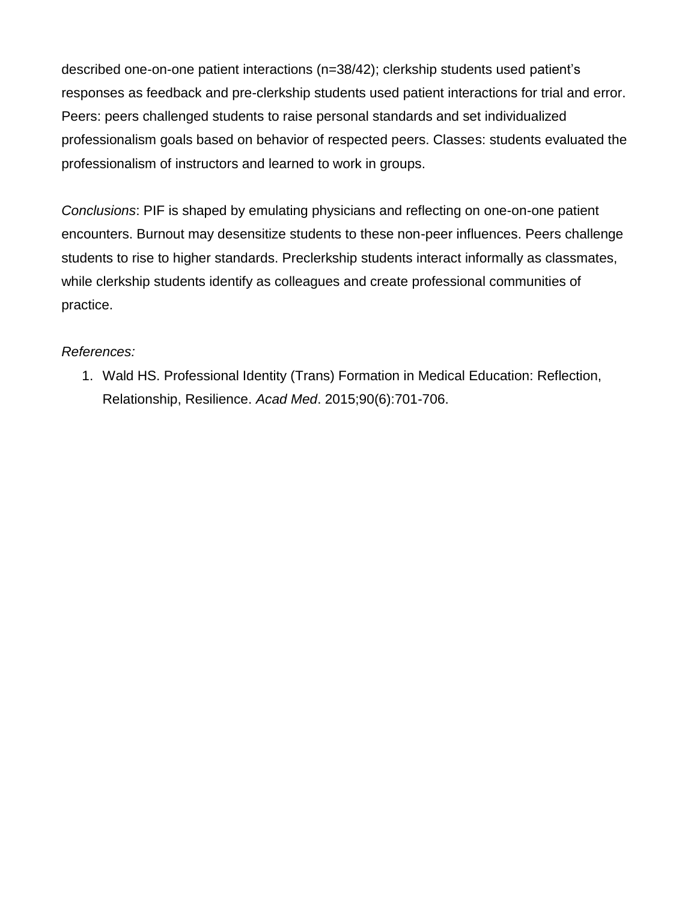described one-on-one patient interactions (n=38/42); clerkship students used patient's responses as feedback and pre-clerkship students used patient interactions for trial and error. Peers: peers challenged students to raise personal standards and set individualized professionalism goals based on behavior of respected peers. Classes: students evaluated the professionalism of instructors and learned to work in groups.

*Conclusions*: PIF is shaped by emulating physicians and reflecting on one-on-one patient encounters. Burnout may desensitize students to these non-peer influences. Peers challenge students to rise to higher standards. Preclerkship students interact informally as classmates, while clerkship students identify as colleagues and create professional communities of practice.

*References:*

1. Wald HS. Professional Identity (Trans) Formation in Medical Education: Reflection, Relationship, Resilience. *Acad Med*. 2015;90(6):701-706.